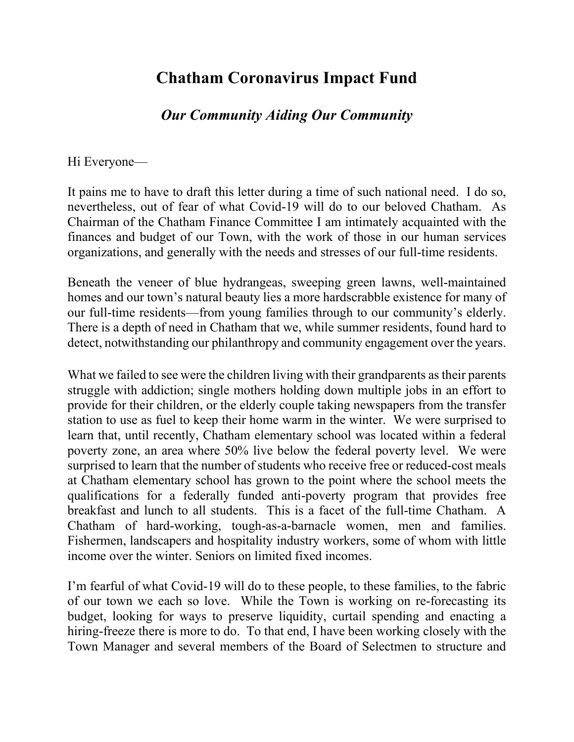# Chatham Coronavirus Impact Fund

## *Our Community Aiding Our Community*

Hi Everyone—

It pains me to have to draft this letter during a time of such national need. I do so, nevertheless, out of fear of what Covid-19 will do to our beloved Chatham. As Chairman of the Chatham Finance Committee I am intimately acquainted with the finances and budget of our Town, with the work of those in our human services organizations, and generally with the needs and stresses of our full-time residents.

Beneath the veneer of blue hydrangeas, sweeping green lawns, well-maintained homes and our town's natural beauty lies a more hardscrabble existence for many of our full-time residents—from young families through to our community's elderly. There is a depth of need in Chatham that we, while summer residents, found hard to detect, notwithstanding our philanthropy and community engagement over the years.

What we failed to see were the children living with their grandparents as their parents struggle with addiction; single mothers holding down multiple jobs in an effort to provide for their children, or the elderly couple taking newspapers from the transfer station to use as fuel to keep their home warm in the winter. We were surprised to learn that, until recently, Chatham elementary school was located within a federal poverty zone, an area where 50% live below the federal poverty level. We were surprised to learn that the number of students who receive free or reduced-cost meals at Chatham elementary school has grown to the point where the school meets the qualifications for a federally funded anti-poverty program that provides free breakfast and lunch to all students. This is a facet of the full-time Chatham. A Chatham of hard-working, tough-as-a-barnacle women, men and families. Fishermen, landscapers and hospitality industry workers, some of whom with little income over the winter. Seniors on limited fixed incomes.

I'm fearful of what Covid-19 will do to these people, to these families, to the fabric of our town we each so love. While the Town is working on re-forecasting its budget, looking for ways to preserve liquidity, curtail spending and enacting a hiring-freeze there is more to do. To that end, I have been working closely with the Town Manager and several members of the Board of Selectmen to structure and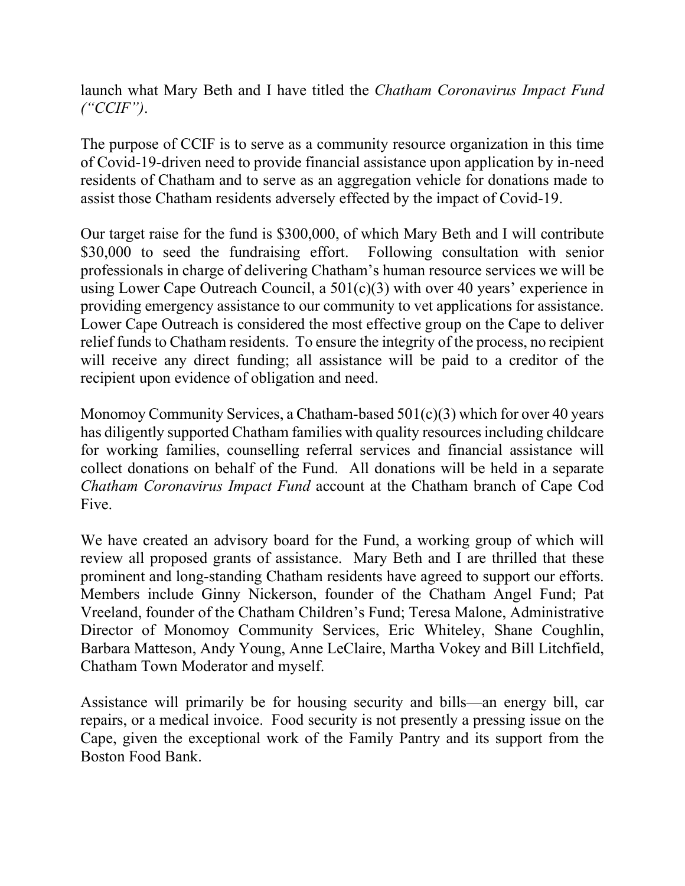launch what Mary Beth and I have titled the *Chatham Coronavirus Impact Fund ("CCIF")*.

The purpose of CCIF is to serve as a community resource organization in this time of Covid-19-driven need to provide financial assistance upon application by in-need residents of Chatham and to serve as an aggregation vehicle for donations made to assist those Chatham residents adversely effected by the impact of Covid-19.

Our target raise for the fund is $300,000, of which Mary Beth and I will contribute $30,000 to seed the fundraising effort. Following consultation with senior professionals in charge of delivering Chatham's human resource services we will be using Lower Cape Outreach Council, a 501(c)(3) with over 40 years' experience in providing emergency assistance to our community to vet applications for assistance. Lower Cape Outreach is considered the most effective group on the Cape to deliver relief funds to Chatham residents. To ensure the integrity of the process, no recipient will receive any direct funding; all assistance will be paid to a creditor of the recipient upon evidence of obligation and need.

Monomoy Community Services, a Chatham-based 501(c)(3) which for over 40 years has diligently supported Chatham families with quality resources including childcare for working families, counselling referral services and financial assistance will collect donations on behalf of the Fund. All donations will be held in a separate *Chatham Coronavirus Impact Fund* account at the Chatham branch of Cape Cod Five.

We have created an advisory board for the Fund, a working group of which will review all proposed grants of assistance. Mary Beth and I are thrilled that these prominent and long-standing Chatham residents have agreed to support our efforts. Members include Ginny Nickerson, founder of the Chatham Angel Fund; Pat Vreeland, founder of the Chatham Children's Fund; Teresa Malone, Administrative Director of Monomoy Community Services, Eric Whiteley, Shane Coughlin, Barbara Matteson, Andy Young, Anne LeClaire, Martha Vokey and Bill Litchfield, Chatham Town Moderator and myself.

Assistance will primarily be for housing security and bills—an energy bill, car repairs, or a medical invoice. Food security is not presently a pressing issue on the Cape, given the exceptional work of the Family Pantry and its support from the Boston Food Bank.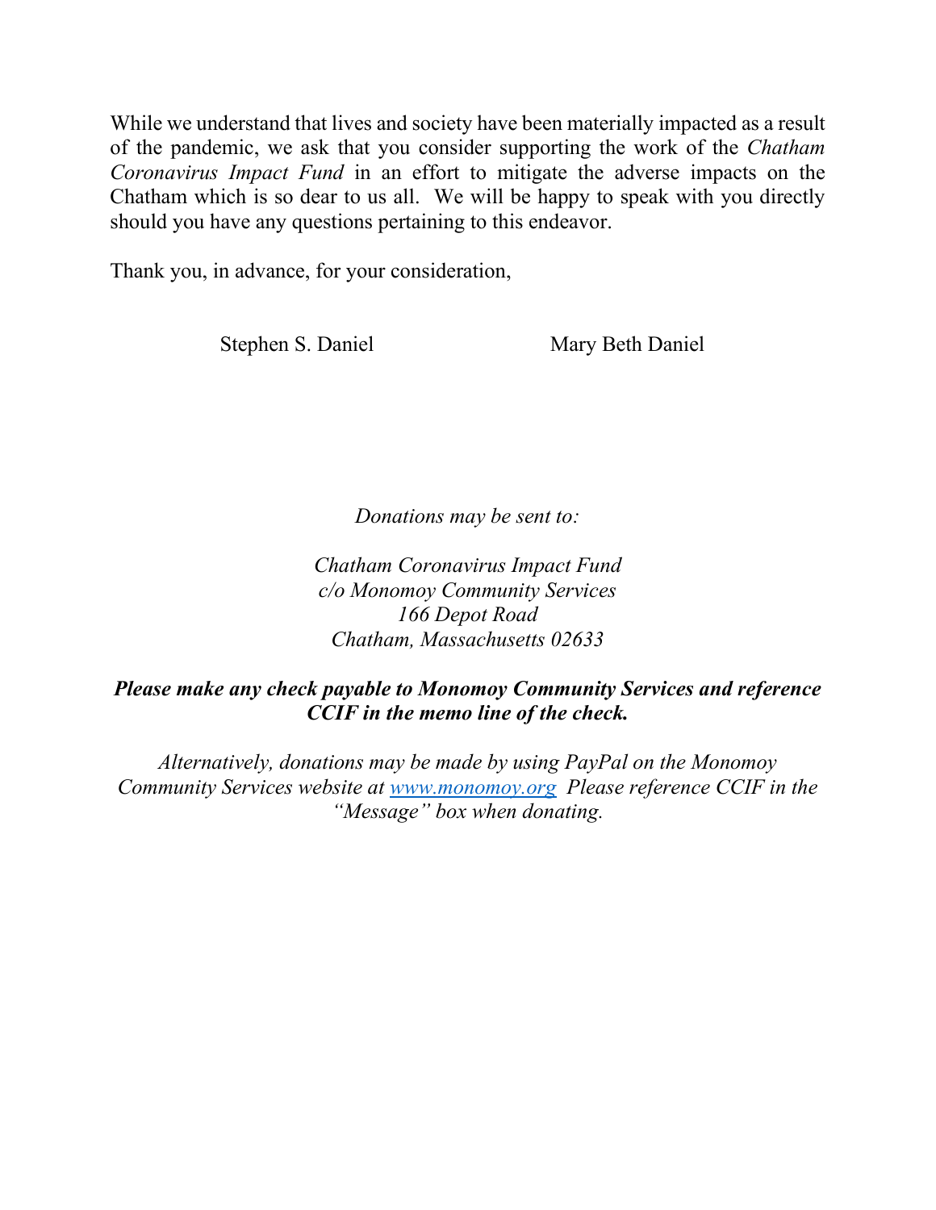While we understand that lives and society have been materially impacted as a result of the pandemic, we ask that you consider supporting the work of the *Chatham Coronavirus Impact Fund* in an effort to mitigate the adverse impacts on the Chatham which is so dear to us all. We will be happy to speak with you directly should you have any questions pertaining to this endeavor.

Thank you, in advance, for your consideration,

Stephen S. Daniel　　　　Mary Beth Daniel

*Donations may be sent to:*

*Chatham Coronavirus Impact Fund*
*c/o Monomoy Community Services*
*166 Depot Road*
*Chatham, Massachusetts 02633*

***Please make any check payable to Monomoy Community Services and reference CCIF in the memo line of the check.***

*Alternatively, donations may be made by using PayPal on the Monomoy Community Services website at [www.monomoy.org](http://www.monomoy.org) Please reference CCIF in the "Message" box when donating.*